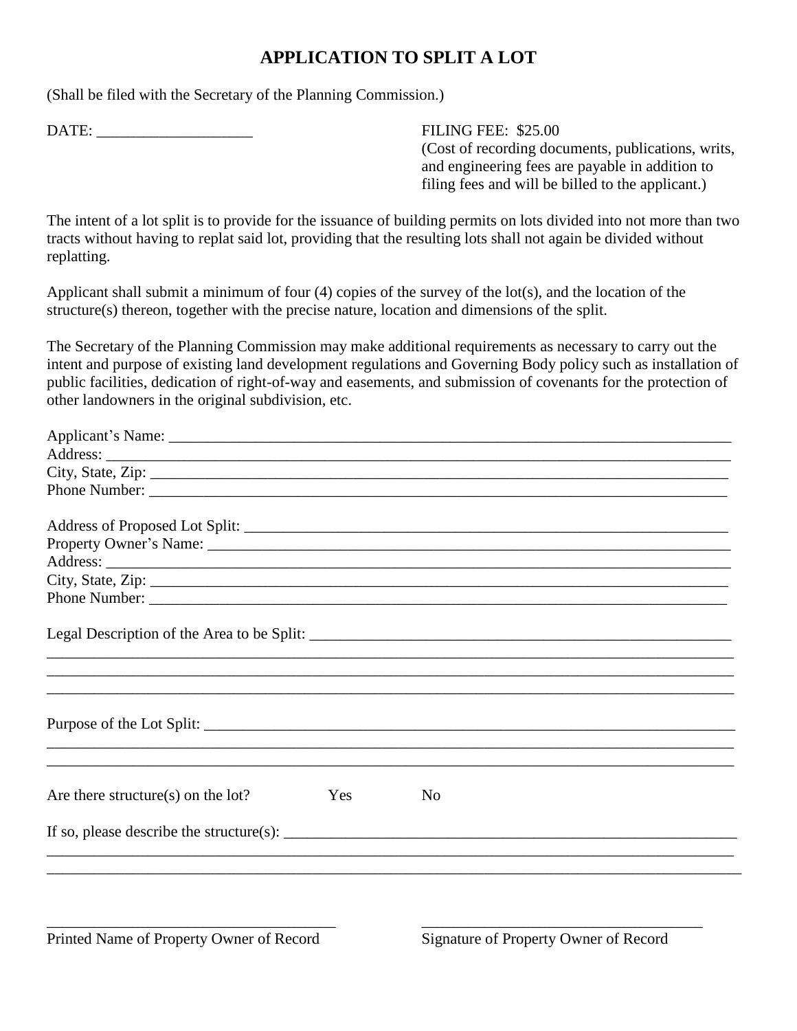# APPLICATION TO SPLIT A LOT

(Shall be filed with the Secretary of the Planning Commission.)

DATE: ____________________

FILING FEE: $25.00
(Cost of recording documents, publications, writs, and engineering fees are payable in addition to filing fees and will be billed to the applicant.)

The intent of a lot split is to provide for the issuance of building permits on lots divided into not more than two tracts without having to replat said lot, providing that the resulting lots shall not again be divided without replatting.

Applicant shall submit a minimum of four (4) copies of the survey of the lot(s), and the location of the structure(s) thereon, together with the precise nature, location and dimensions of the split.

The Secretary of the Planning Commission may make additional requirements as necessary to carry out the intent and purpose of existing land development regulations and Governing Body policy such as installation of public facilities, dedication of right-of-way and easements, and submission of covenants for the protection of other landowners in the original subdivision, etc.

Applicant's Name: ____________________________________________________________________________
Address: ____________________________________________________________________________________
City, State, Zip: _______________________________________________________________________________
Phone Number: ________________________________________________________________________________

Address of Proposed Lot Split: ___________________________________________________________________
Property Owner's Name: _________________________________________________________________________
Address: ____________________________________________________________________________________
City, State, Zip: _______________________________________________________________________________
Phone Number: ________________________________________________________________________________

Legal Description of the Area to be Split: ____________________________________________________________
______________________________________________________________________________________________
______________________________________________________________________________________________
______________________________________________________________________________________________

Purpose of the Lot Split: _________________________________________________________________________
______________________________________________________________________________________________
______________________________________________________________________________________________

Are there structure(s) on the lot? Yes No

If so, please describe the structure(s): _______________________________________________________________
______________________________________________________________________________________________
______________________________________________________________________________________________

_____________________________________
Printed Name of Property Owner of Record

_____________________________________
Signature of Property Owner of Record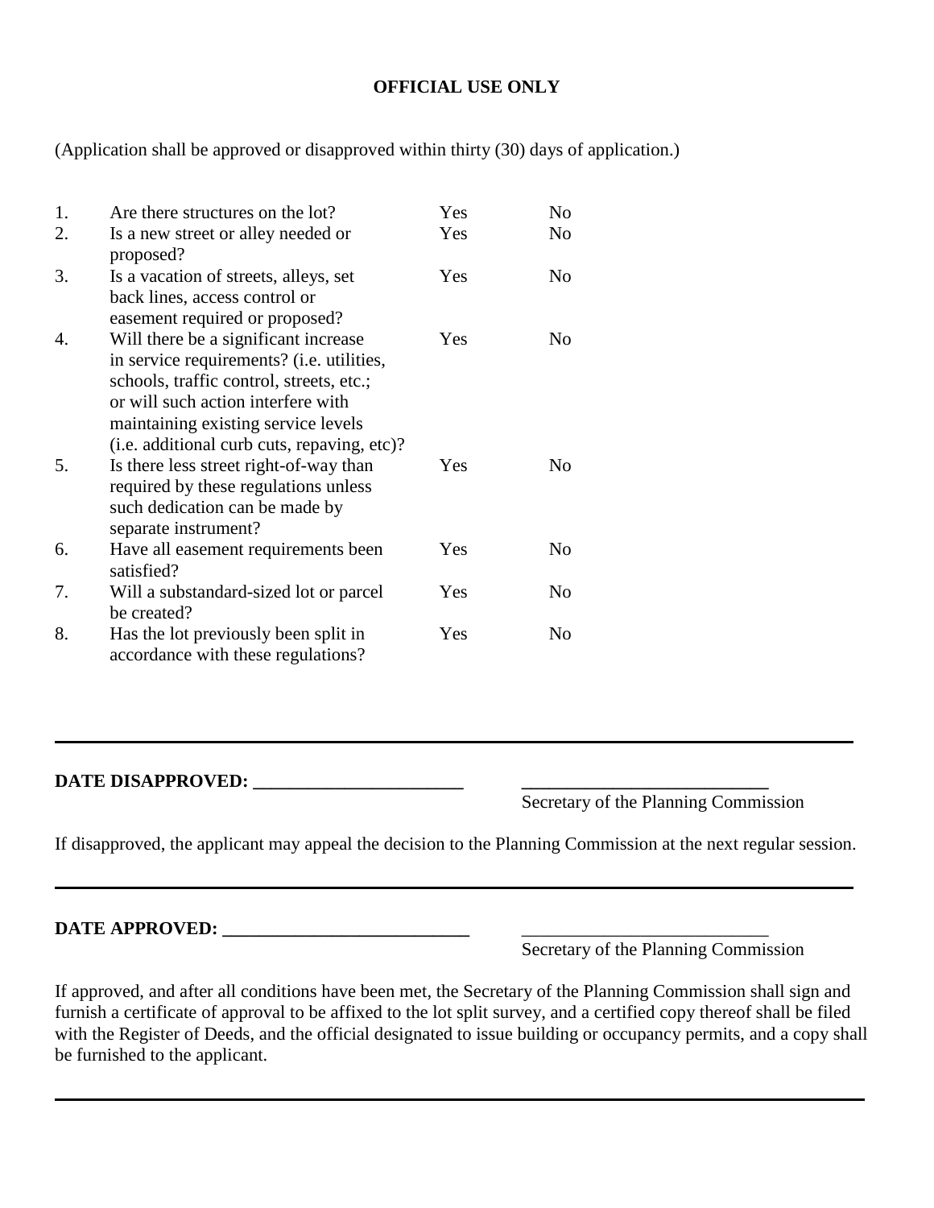**OFFICIAL USE ONLY**

(Application shall be approved or disapproved within thirty (30) days of application.)

| | | | |
|---|---|---|---|
| 1. | Are there structures on the lot? | Yes | No |
| 2. | Is a new street or alley needed or proposed? | Yes | No |
| 3. | Is a vacation of streets, alleys, set back lines, access control or easement required or proposed? | Yes | No |
| 4. | Will there be a significant increase in service requirements? (i.e. utilities, schools, traffic control, streets, etc.; or will such action interfere with maintaining existing service levels (i.e. additional curb cuts, repaving, etc)? | Yes | No |
| 5. | Is there less street right-of-way than required by these regulations unless such dedication can be made by separate instrument? | Yes | No |
| 6. | Have all easement requirements been satisfied? | Yes | No |
| 7. | Will a substandard-sized lot or parcel be created? | Yes | No |
| 8. | Has the lot previously been split in accordance with these regulations? | Yes | No |

---

**DATE DISAPPROVED: _______________________** ___________________________
Secretary of the Planning Commission

If disapproved, the applicant may appeal the decision to the Planning Commission at the next regular session.

---

**DATE APPROVED: ___________________________** ___________________________
Secretary of the Planning Commission

If approved, and after all conditions have been met, the Secretary of the Planning Commission shall sign and furnish a certificate of approval to be affixed to the lot split survey, and a certified copy thereof shall be filed with the Register of Deeds, and the official designated to issue building or occupancy permits, and a copy shall be furnished to the applicant.

---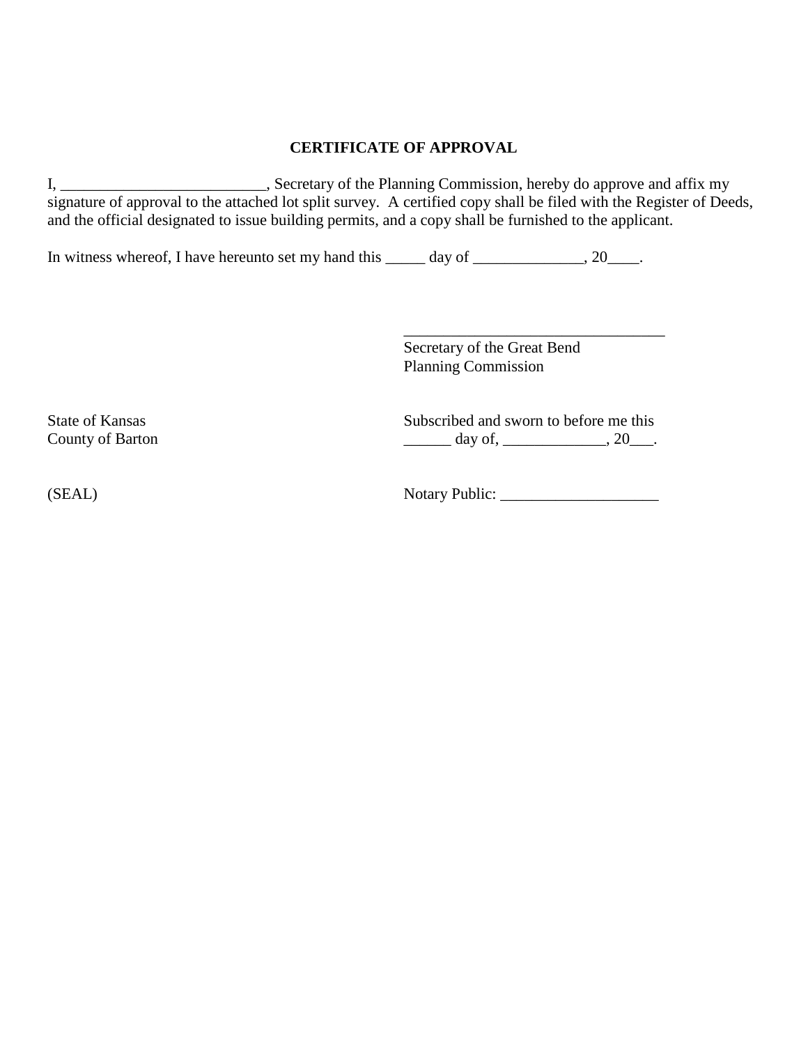**CERTIFICATE OF APPROVAL**

I, __________________________, Secretary of the Planning Commission, hereby do approve and affix my signature of approval to the attached lot split survey. A certified copy shall be filed with the Register of Deeds, and the official designated to issue building permits, and a copy shall be furnished to the applicant.

In witness whereof, I have hereunto set my hand this _____ day of ______________, 20____.

__________________________________
Secretary of the Great Bend
Planning Commission

State of Kansas
County of Barton

Subscribed and sworn to before me this
______ day of, _____________, 20___.

(SEAL)

Notary Public: ____________________